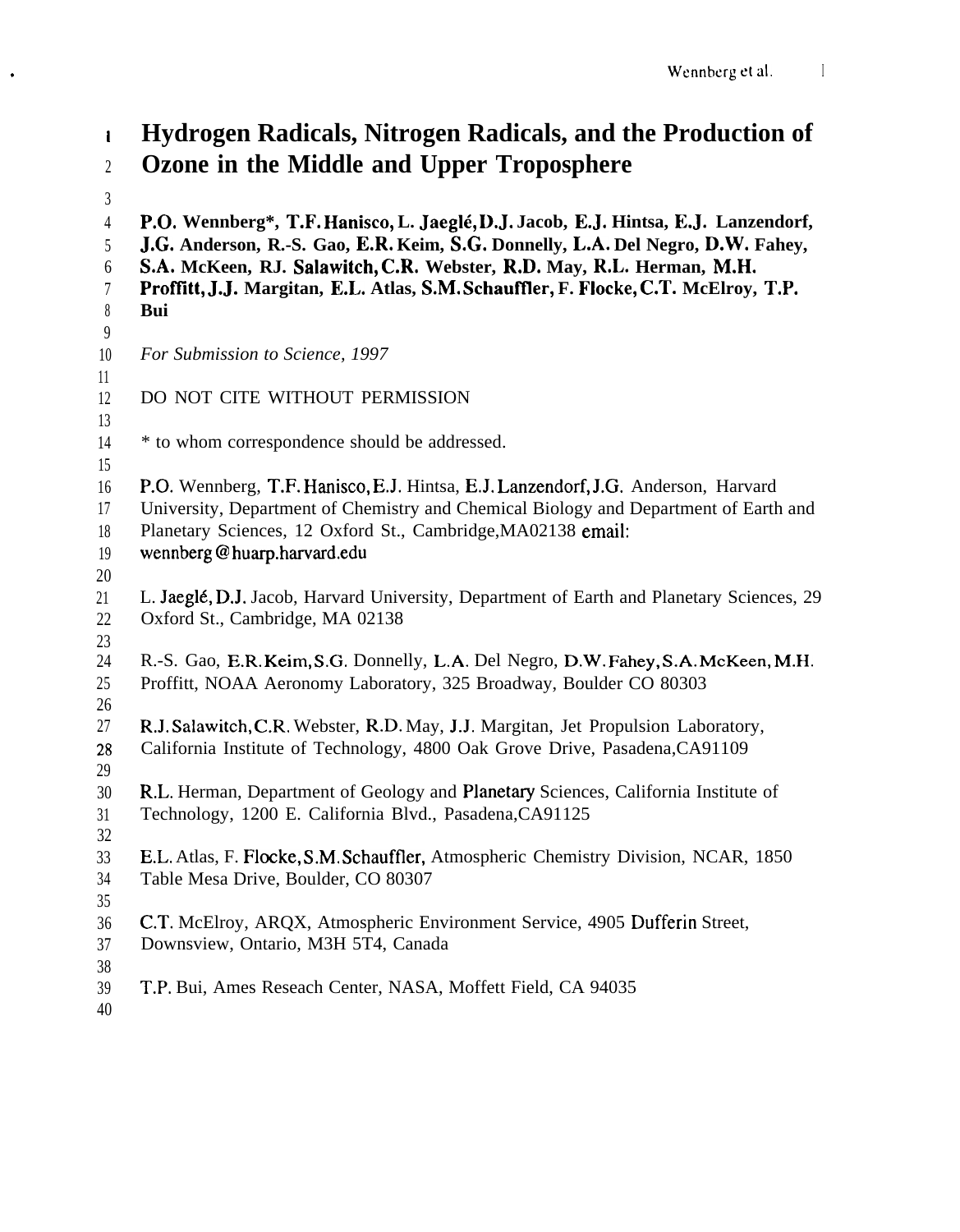# Hydrogen Radicals, Nitrogen Radicals, and the Production of Ozone in the Middle and Upper Troposphere

**P.O. Wennberg*, T.F. Hanisco, L. Jaeglé, D.J. Jacob, E.J. Hintsa, E.J. Lanzendorf, J.G. Anderson, R.-S. Gao, E.R. Keim, S.G. Donnelly, L.A. Del Negro, D.W. Fahey, S.A. McKeen, RJ. Salawitch, C.R. Webster, R.D. May, R.L. Herman, M.H. Proffitt, J.J. Margitan, E.L. Atlas, S.M. Schauffler, F. Flocke, C.T. McElroy, T.P. Bui**

*For Submission to Science, 1997*

DO NOT CITE WITHOUT PERMISSION

* to whom correspondence should be addressed.

P.O. Wennberg, T.F. Hanisco, E.J. Hintsa, E.J. Lanzendorf, J.G. Anderson, Harvard University, Department of Chemistry and Chemical Biology and Department of Earth and Planetary Sciences, 12 Oxford St., Cambridge, MA 02138 email: wennberg@huarp.harvard.edu

L. Jaeglé, D.J. Jacob, Harvard University, Department of Earth and Planetary Sciences, 29 Oxford St., Cambridge, MA 02138

R.-S. Gao, E.R. Keim, S.G. Donnelly, L.A. Del Negro, D.W. Fahey, S.A. McKeen, M.H. Proffitt, NOAA Aeronomy Laboratory, 325 Broadway, Boulder CO 80303

R.J. Salawitch, C.R. Webster, R.D. May, J.J. Margitan, Jet Propulsion Laboratory, California Institute of Technology, 4800 Oak Grove Drive, Pasadena, CA 91109

R.L. Herman, Department of Geology and Planetary Sciences, California Institute of Technology, 1200 E. California Blvd., Pasadena, CA 91125

E.L. Atlas, F. Flocke, S.M. Schauffler, Atmospheric Chemistry Division, NCAR, 1850 Table Mesa Drive, Boulder, CO 80307

C.T. McElroy, ARQX, Atmospheric Environment Service, 4905 Dufferin Street, Downsview, Ontario, M3H 5T4, Canada

T.P. Bui, Ames Reseach Center, NASA, Moffett Field, CA 94035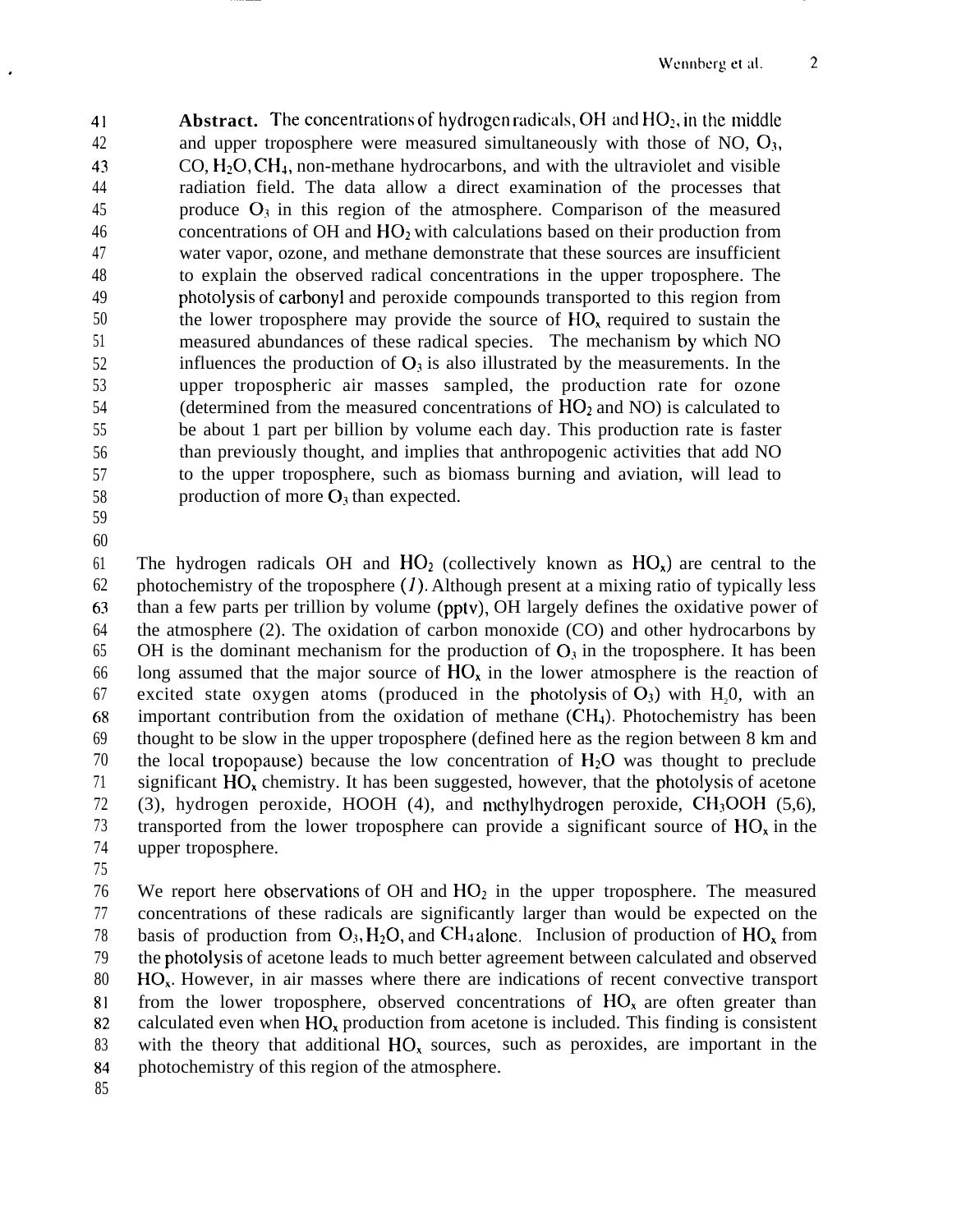**Abstract.** The concentrations of hydrogen radicals, OH and $HO_2$, in the middle and upper troposphere were measured simultaneously with those of NO, $O_3$, CO, $H_2O$, $CH_4$, non-methane hydrocarbons, and with the ultraviolet and visible radiation field. The data allow a direct examination of the processes that produce $O_3$ in this region of the atmosphere. Comparison of the measured concentrations of OH and $HO_2$ with calculations based on their production from water vapor, ozone, and methane demonstrate that these sources are insufficient to explain the observed radical concentrations in the upper troposphere. The photolysis of carbonyl and peroxide compounds transported to this region from the lower troposphere may provide the source of $HO_x$ required to sustain the measured abundances of these radical species. The mechanism by which NO influences the production of $O_3$ is also illustrated by the measurements. In the upper tropospheric air masses sampled, the production rate for ozone (determined from the measured concentrations of $HO_2$ and NO) is calculated to be about 1 part per billion by volume each day. This production rate is faster than previously thought, and implies that anthropogenic activities that add NO to the upper troposphere, such as biomass burning and aviation, will lead to production of more $O_3$ than expected.

The hydrogen radicals OH and $HO_2$ (collectively known as $HO_x$) are central to the photochemistry of the troposphere (*1*). Although present at a mixing ratio of typically less than a few parts per trillion by volume (pptv), OH largely defines the oxidative power of the atmosphere (2). The oxidation of carbon monoxide (CO) and other hydrocarbons by OH is the dominant mechanism for the production of $O_3$ in the troposphere. It has been long assumed that the major source of $HO_x$ in the lower atmosphere is the reaction of excited state oxygen atoms (produced in the photolysis of $O_3$) with $H_20$, with an important contribution from the oxidation of methane ($CH_4$). Photochemistry has been thought to be slow in the upper troposphere (defined here as the region between 8 km and the local tropopause) because the low concentration of $H_2O$ was thought to preclude significant $HO_x$ chemistry. It has been suggested, however, that the photolysis of acetone (3), hydrogen peroxide, HOOH (4), and methylhydrogen peroxide, $CH_3OOH$ (5,6), transported from the lower troposphere can provide a significant source of $HO_x$ in the upper troposphere.

We report here observations of OH and $HO_2$ in the upper troposphere. The measured concentrations of these radicals are significantly larger than would be expected on the basis of production from $O_3$, $H_2O$, and $CH_4$ alone. Inclusion of production of $HO_x$ from the photolysis of acetone leads to much better agreement between calculated and observed $HO_x$. However, in air masses where there are indications of recent convective transport from the lower troposphere, observed concentrations of $HO_x$ are often greater than calculated even when $HO_x$ production from acetone is included. This finding is consistent with the theory that additional $HO_x$ sources, such as peroxides, are important in the photochemistry of this region of the atmosphere.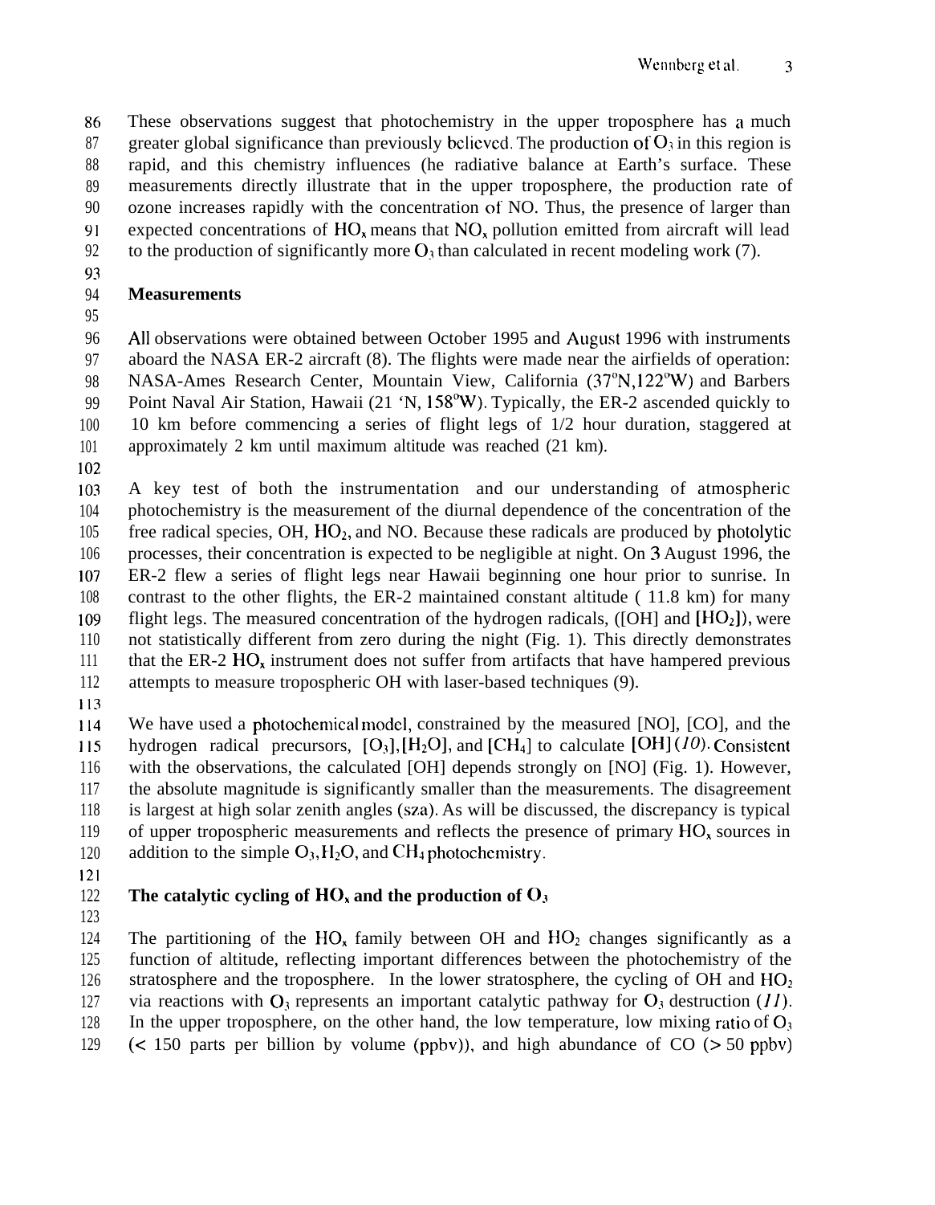These observations suggest that photochemistry in the upper troposphere has a much greater global significance than previously believed. The production of $O_3$ in this region is rapid, and this chemistry influences (he radiative balance at Earth's surface. These measurements directly illustrate that in the upper troposphere, the production rate of ozone increases rapidly with the concentration of NO. Thus, the presence of larger than expected concentrations of $HO_x$ means that $NO_x$ pollution emitted from aircraft will lead to the production of significantly more $O_3$ than calculated in recent modeling work (7).

## Measurements

All observations were obtained between October 1995 and August 1996 with instruments aboard the NASA ER-2 aircraft (8). The flights were made near the airfields of operation: NASA-Ames Research Center, Mountain View, California (37°N,122°W) and Barbers Point Naval Air Station, Hawaii (21 'N, 158°W). Typically, the ER-2 ascended quickly to 10 km before commencing a series of flight legs of 1/2 hour duration, staggered at approximately 2 km until maximum altitude was reached (21 km).

A key test of both the instrumentation and our understanding of atmospheric photochemistry is the measurement of the diurnal dependence of the concentration of the free radical species, OH, $HO_2$, and NO. Because these radicals are produced by photolytic processes, their concentration is expected to be negligible at night. On 3 August 1996, the ER-2 flew a series of flight legs near Hawaii beginning one hour prior to sunrise. In contrast to the other flights, the ER-2 maintained constant altitude ( 11.8 km) for many flight legs. The measured concentration of the hydrogen radicals, ([OH] and [$HO_2$]), were not statistically different from zero during the night (Fig. 1). This directly demonstrates that the ER-2 $HO_x$ instrument does not suffer from artifacts that have hampered previous attempts to measure tropospheric OH with laser-based techniques (9).

We have used a photochemical model, constrained by the measured [NO], [CO], and the hydrogen radical precursors, [$O_3$], [$H_2O$], and [$CH_4$] to calculate [OH] (*10*). Consistent with the observations, the calculated [OH] depends strongly on [NO] (Fig. 1). However, the absolute magnitude is significantly smaller than the measurements. The disagreement is largest at high solar zenith angles (sza). As will be discussed, the discrepancy is typical of upper tropospheric measurements and reflects the presence of primary $HO_x$ sources in addition to the simple $O_3$, $H_2O$, and $CH_4$ photochemistry.

## The catalytic cycling of $HO_x$ and the production of $O_3$

The partitioning of the $HO_x$ family between OH and $HO_2$ changes significantly as a function of altitude, reflecting important differences between the photochemistry of the stratosphere and the troposphere. In the lower stratosphere, the cycling of OH and $HO_2$ via reactions with $O_3$ represents an important catalytic pathway for $O_3$ destruction (*11*). In the upper troposphere, on the other hand, the low temperature, low mixing ratio of $O_3$ (< 150 parts per billion by volume (ppbv)), and high abundance of CO (> 50 ppbv)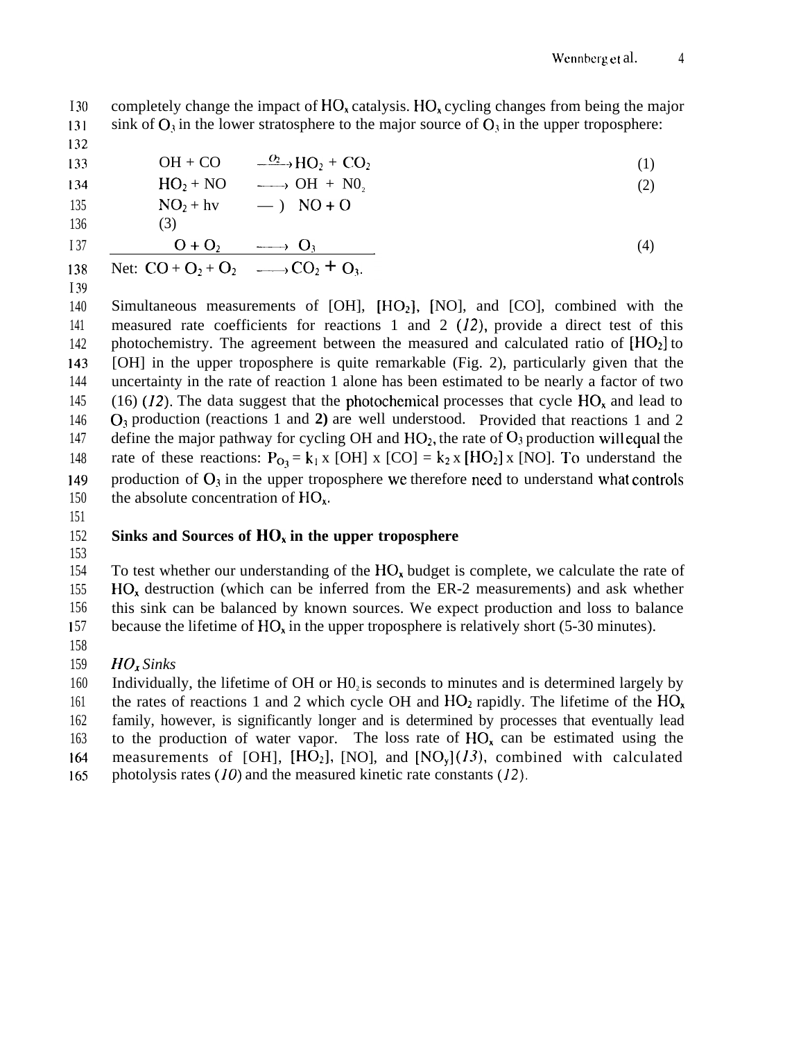completely change the impact of $HO_x$ catalysis. $HO_x$ cycling changes from being the major sink of $O_3$ in the lower stratosphere to the major source of $O_3$ in the upper troposphere:

$$OH + CO \xrightarrow{O_2} HO_2 + CO_2 \quad (1)$$

$$HO_2 + NO \longrightarrow OH + NO_2 \quad (2)$$

$$NO_2 + h\nu \longrightarrow NO + O \quad (3)$$

$$O + O_2 \longrightarrow O_3 \quad (4)$$

$$\text{Net: } CO + O_2 + O_2 \longrightarrow CO_2 + O_3.$$

Simultaneous measurements of [OH], [$HO_2$], [NO], and [CO], combined with the measured rate coefficients for reactions 1 and 2 (*12*), provide a direct test of this photochemistry. The agreement between the measured and calculated ratio of [$HO_2$] to [OH] in the upper troposphere is quite remarkable (Fig. 2), particularly given that the uncertainty in the rate of reaction 1 alone has been estimated to be nearly a factor of two (16) (*12*). The data suggest that the photochemical processes that cycle $HO_x$ and lead to $O_3$ production (reactions 1 and 2) are well understood. Provided that reactions 1 and 2 define the major pathway for cycling OH and $HO_2$, the rate of $O_3$ production will equal the rate of these reactions: $P_{O_3} = k_1 \times [OH] \times [CO] = k_2 \times [HO_2] \times [NO]$. To understand the production of $O_3$ in the upper troposphere we therefore need to understand what controls the absolute concentration of $HO_x$.

**Sinks and Sources of $HO_x$ in the upper troposphere**

To test whether our understanding of the $HO_x$ budget is complete, we calculate the rate of $HO_x$ destruction (which can be inferred from the ER-2 measurements) and ask whether this sink can be balanced by known sources. We expect production and loss to balance because the lifetime of $HO_x$ in the upper troposphere is relatively short (5-30 minutes).

*$HO_x$ Sinks*

Individually, the lifetime of OH or $HO_2$ is seconds to minutes and is determined largely by the rates of reactions 1 and 2 which cycle OH and $HO_2$ rapidly. The lifetime of the $HO_x$ family, however, is significantly longer and is determined by processes that eventually lead to the production of water vapor. The loss rate of $HO_x$ can be estimated using the measurements of [OH], [$HO_2$], [NO], and [$NO_y$](*13*), combined with calculated photolysis rates (*10*) and the measured kinetic rate constants (*12*).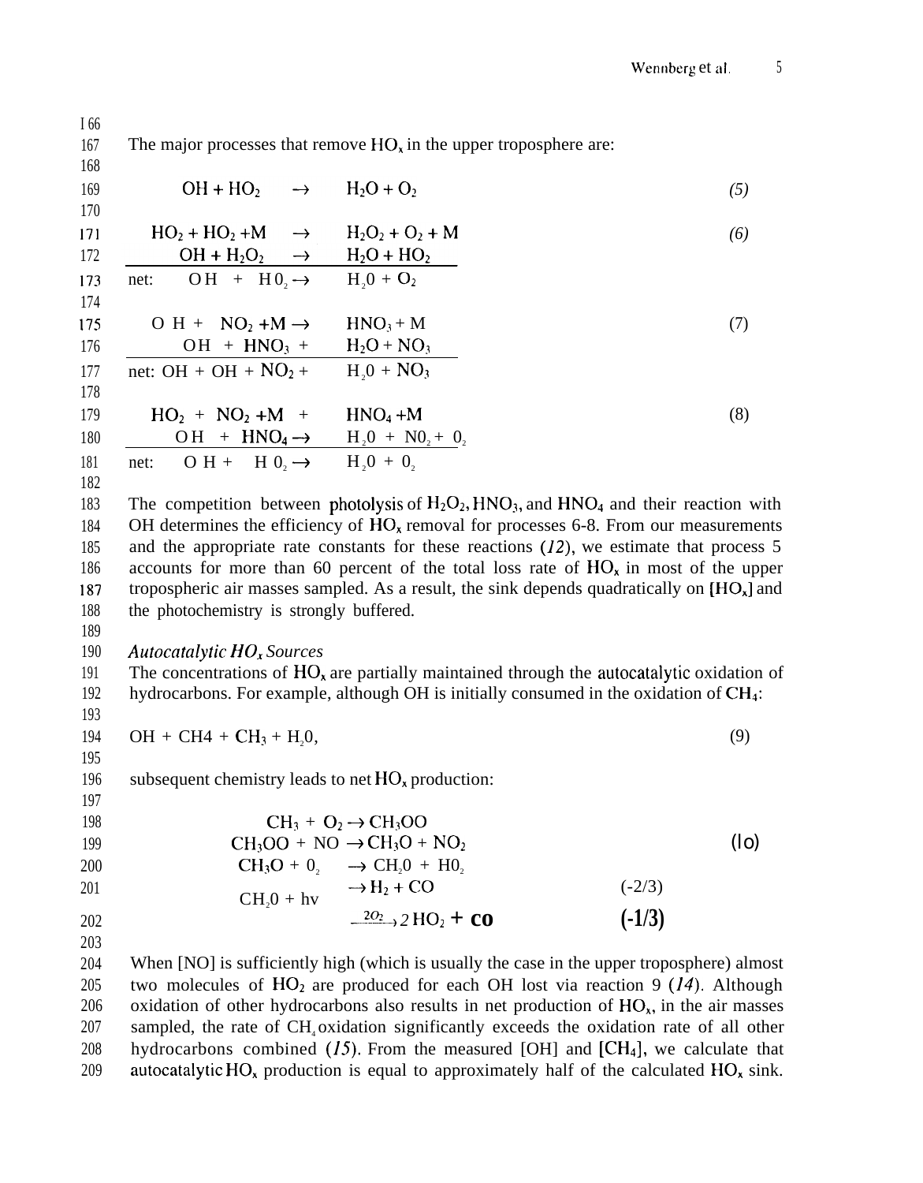The major processes that remove $HO_x$ in the upper troposphere are:

$$OH + HO_2 \rightarrow H_2O + O_2 \qquad (5)$$

$$\begin{array}{lll} HO_2 + HO_2 + M & \rightarrow & H_2O_2 + O_2 + M \\ OH + H_2O_2 & \rightarrow & H_2O + HO_2 \\ \hline \text{net:} \quad OH + HO_2 & \rightarrow & H_2O + O_2 \end{array} \qquad (6)$$

$$\begin{array}{lll} OH + NO_2 + M & \rightarrow & HNO_3 + M \\ OH + HNO_3 & \rightarrow & H_2O + NO_3 \\ \hline \text{net:} \quad OH + OH + NO_2 & \rightarrow & H_2O + NO_3 \end{array} \qquad (7)$$

$$\begin{array}{lll} HO_2 + NO_2 + M & \rightarrow & HNO_4 + M \\ OH + HNO_4 & \rightarrow & H_2O + NO_2 + O_2 \\ \hline \text{net:} \quad OH + HO_2 & \rightarrow & H_2O + O_2 \end{array} \qquad (8)$$

The competition between photolysis of $H_2O_2$, $HNO_3$, and $HNO_4$ and their reaction with OH determines the efficiency of $HO_x$ removal for processes 6-8. From our measurements and the appropriate rate constants for these reactions (*12*), we estimate that process 5 accounts for more than 60 percent of the total loss rate of $HO_x$ in most of the upper tropospheric air masses sampled. As a result, the sink depends quadratically on $[HO_x]$ and the photochemistry is strongly buffered.

### *Autocatalytic $HO_x$ Sources*

The concentrations of $HO_x$ are partially maintained through the autocatalytic oxidation of hydrocarbons. For example, although OH is initially consumed in the oxidation of $CH_4$:

$$OH + CH_4 \rightarrow CH_3 + H_2O, \qquad (9)$$

subsequent chemistry leads to net $HO_x$ production:

$$\begin{array}{llll} CH_3 + O_2 & \rightarrow CH_3OO & & \\ CH_3OO + NO & \rightarrow CH_3O + NO_2 & & \\ CH_3O + O_2 & \rightarrow CH_2O + HO_2 & & \\ CH_2O + h\nu & \rightarrow H_2 + CO & (2/3) & \\ & \xrightarrow{2O_2} 2\,HO_2 + CO & (1/3) & \end{array} \qquad (10)$$

When [NO] is sufficiently high (which is usually the case in the upper troposphere) almost two molecules of $HO_2$ are produced for each OH lost via reaction 9 (*14*). Although oxidation of other hydrocarbons also results in net production of $HO_x$, in the air masses sampled, the rate of $CH_4$ oxidation significantly exceeds the oxidation rate of all other hydrocarbons combined (*15*). From the measured [OH] and $[CH_4]$, we calculate that autocatalytic $HO_x$ production is equal to approximately half of the calculated $HO_x$ sink.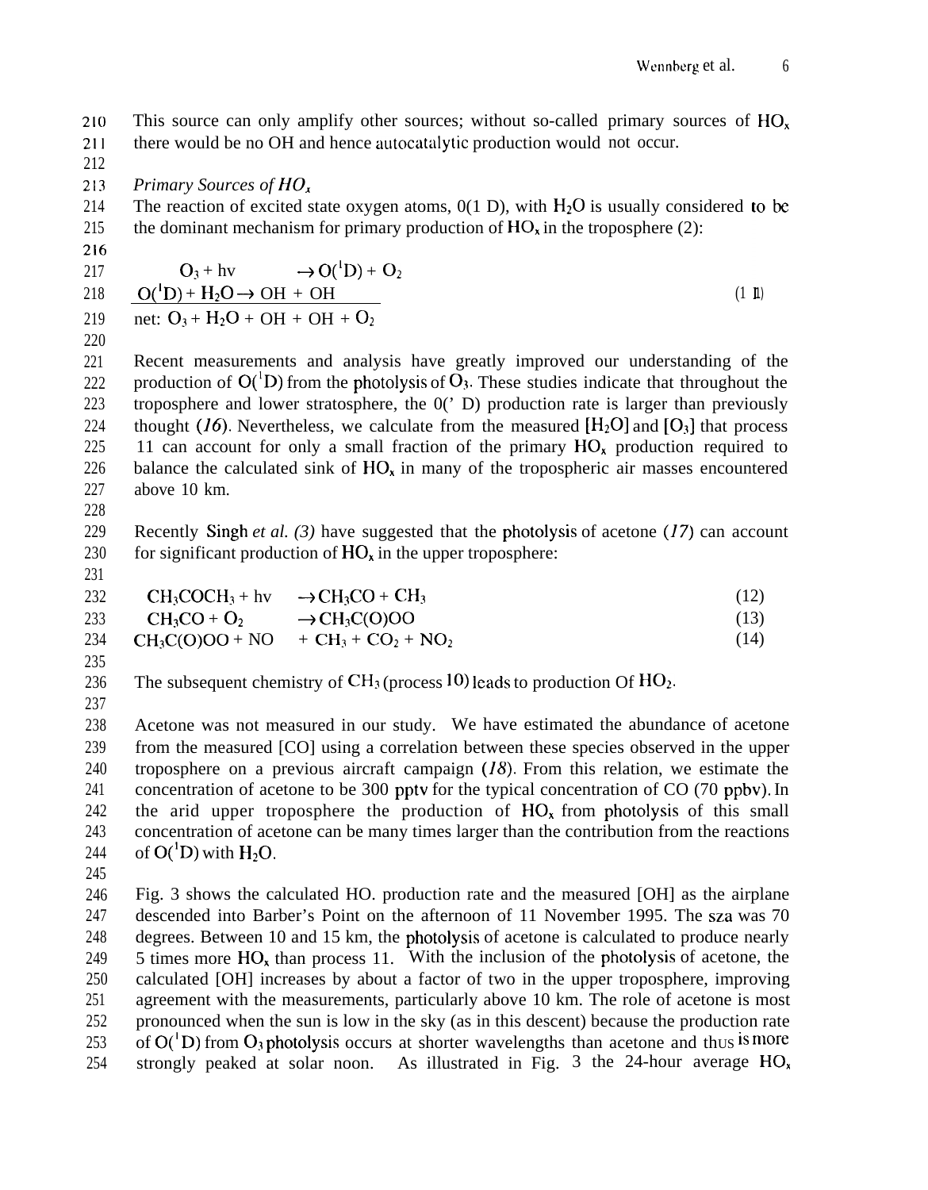This source can only amplify other sources; without so-called primary sources of $HO_x$ there would be no OH and hence autocatalytic production would not occur.

*Primary Sources of $HO_x$*

The reaction of excited state oxygen atoms, 0(1 D), with $H_2O$ is usually considered to be the dominant mechanism for primary production of $HO_x$ in the troposphere (2):

$$O_3 + h\nu \rightarrow O(^1D) + O_2$$

$$O(^1D) + H_2O \rightarrow OH + OH \qquad (11)$$

$$\text{net: } O_3 + H_2O + OH + OH + O_2$$

Recent measurements and analysis have greatly improved our understanding of the production of $O(^1D)$ from the photolysis of $O_3$. These studies indicate that throughout the troposphere and lower stratosphere, the 0(' D) production rate is larger than previously thought (*16*). Nevertheless, we calculate from the measured $[H_2O]$ and $[O_3]$ that process 11 can account for only a small fraction of the primary $HO_x$ production required to balance the calculated sink of $HO_x$ in many of the tropospheric air masses encountered above 10 km.

Recently Singh *et al. (3)* have suggested that the photolysis of acetone (*17*) can account for significant production of $HO_x$ in the upper troposphere:

$$CH_3COCH_3 + h\nu \rightarrow CH_3CO + CH_3 \qquad (12)$$

$$CH_3CO + O_2 \rightarrow CH_3C(O)OO \qquad (13)$$

$$CH_3C(O)OO + NO + CH_3 + CO_2 + NO_2 \qquad (14)$$

The subsequent chemistry of $CH_3$ (process 10) leads to production Of $HO_2$.

Acetone was not measured in our study. We have estimated the abundance of acetone from the measured [CO] using a correlation between these species observed in the upper troposphere on a previous aircraft campaign (*18*). From this relation, we estimate the concentration of acetone to be 300 pptv for the typical concentration of CO (70 ppbv). In the arid upper troposphere the production of $HO_x$ from photolysis of this small concentration of acetone can be many times larger than the contribution from the reactions of $O(^1D)$ with $H_2O$.

Fig. 3 shows the calculated HO. production rate and the measured [OH] as the airplane descended into Barber's Point on the afternoon of 11 November 1995. The sza was 70 degrees. Between 10 and 15 km, the photolysis of acetone is calculated to produce nearly 5 times more $HO_x$ than process 11. With the inclusion of the photolysis of acetone, the calculated [OH] increases by about a factor of two in the upper troposphere, improving agreement with the measurements, particularly above 10 km. The role of acetone is most pronounced when the sun is low in the sky (as in this descent) because the production rate of $O(^1D)$ from $O_3$ photolysis occurs at shorter wavelengths than acetone and thus is more strongly peaked at solar noon. As illustrated in Fig. 3 the 24-hour average $HO_x$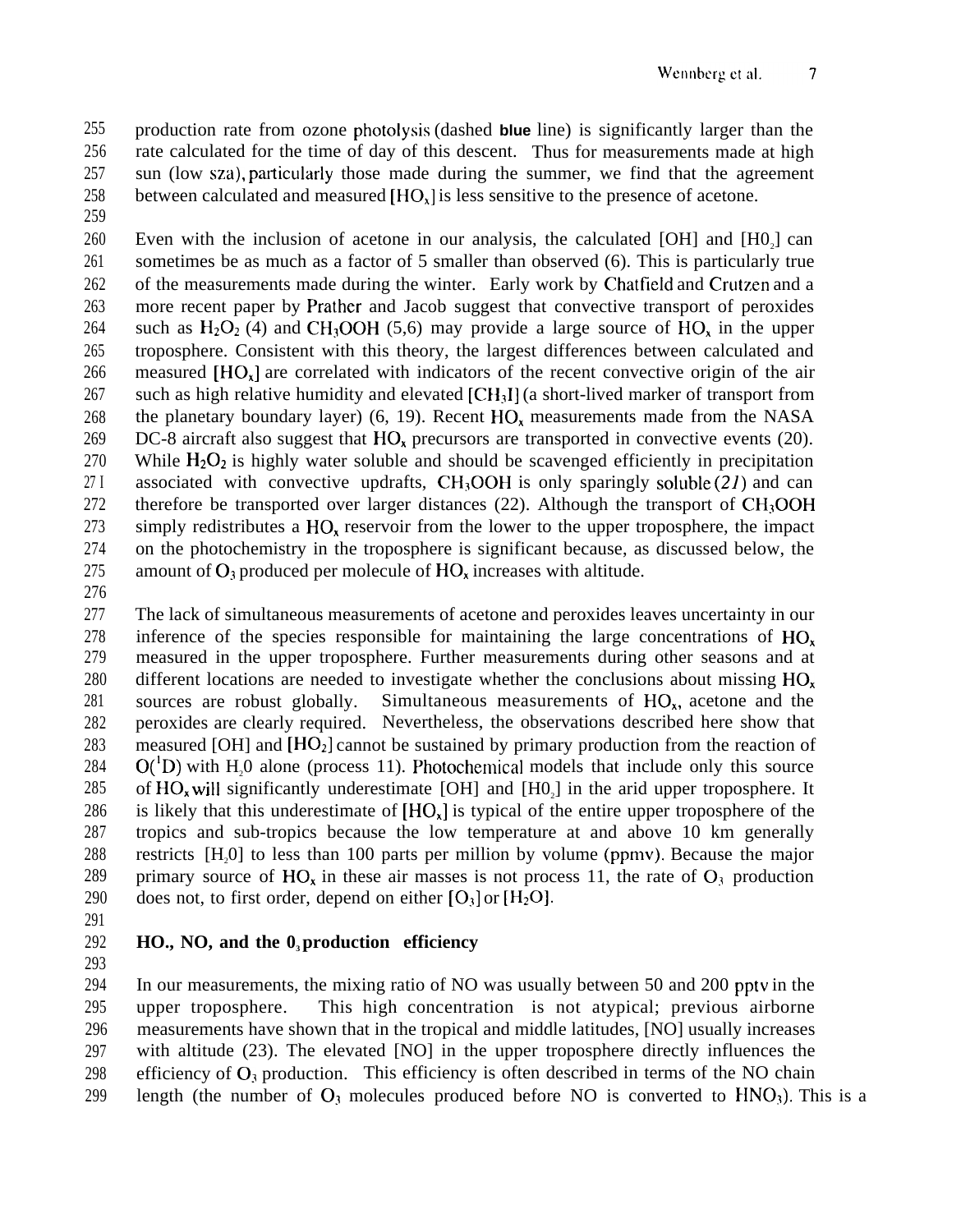production rate from ozone photolysis (dashed **blue** line) is significantly larger than the rate calculated for the time of day of this descent. Thus for measurements made at high sun (low sza), particularly those made during the summer, we find that the agreement between calculated and measured $[HO_x]$ is less sensitive to the presence of acetone.

Even with the inclusion of acetone in our analysis, the calculated [OH] and $[HO_2]$ can sometimes be as much as a factor of 5 smaller than observed (6). This is particularly true of the measurements made during the winter. Early work by Chatfield and Crutzen and a more recent paper by Prather and Jacob suggest that convective transport of peroxides such as $H_2O_2$ (4) and $CH_3OOH$ (5,6) may provide a large source of $HO_x$ in the upper troposphere. Consistent with this theory, the largest differences between calculated and measured $[HO_x]$ are correlated with indicators of the recent convective origin of the air such as high relative humidity and elevated $[CH_3I]$ (a short-lived marker of transport from the planetary boundary layer) (6, 19). Recent $HO_x$ measurements made from the NASA DC-8 aircraft also suggest that $HO_x$ precursors are transported in convective events (20). While $H_2O_2$ is highly water soluble and should be scavenged efficiently in precipitation associated with convective updrafts, $CH_3OOH$ is only sparingly soluble (*21*) and can therefore be transported over larger distances (22). Although the transport of $CH_3OOH$ simply redistributes a $HO_x$ reservoir from the lower to the upper troposphere, the impact on the photochemistry in the troposphere is significant because, as discussed below, the amount of $O_3$ produced per molecule of $HO_x$ increases with altitude.

The lack of simultaneous measurements of acetone and peroxides leaves uncertainty in our inference of the species responsible for maintaining the large concentrations of $HO_x$ measured in the upper troposphere. Further measurements during other seasons and at different locations are needed to investigate whether the conclusions about missing $HO_x$ sources are robust globally. Simultaneous measurements of $HO_x$, acetone and the peroxides are clearly required. Nevertheless, the observations described here show that measured [OH] and $[HO_2]$ cannot be sustained by primary production from the reaction of $O(^1D)$ with $H_2O$ alone (process 11). Photochemical models that include only this source of $HO_x$ will significantly underestimate [OH] and $[HO_2]$ in the arid upper troposphere. It is likely that this underestimate of $[HO_x]$ is typical of the entire upper troposphere of the tropics and sub-tropics because the low temperature at and above 10 km generally restricts $[H_2O]$ to less than 100 parts per million by volume (ppmv). Because the major primary source of $HO_x$ in these air masses is not process 11, the rate of $O_3$ production does not, to first order, depend on either $[O_3]$ or $[H_2O]$.

## $HO_x$, NO, and the $O_3$ production efficiency

In our measurements, the mixing ratio of NO was usually between 50 and 200 pptv in the upper troposphere. This high concentration is not atypical; previous airborne measurements have shown that in the tropical and middle latitudes, [NO] usually increases with altitude (23). The elevated [NO] in the upper troposphere directly influences the efficiency of $O_3$ production. This efficiency is often described in terms of the NO chain length (the number of $O_3$ molecules produced before NO is converted to $HNO_3$). This is a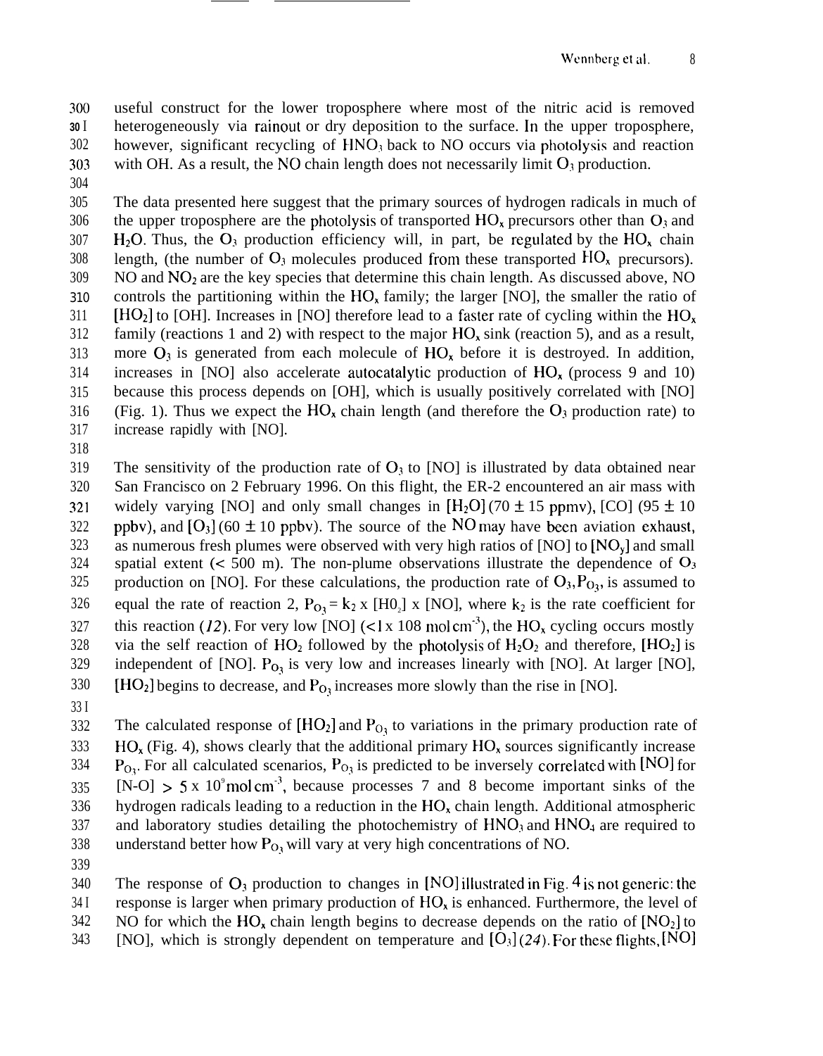useful construct for the lower troposphere where most of the nitric acid is removed heterogeneously via rainout or dry deposition to the surface. In the upper troposphere, however, significant recycling of $HNO_3$ back to NO occurs via photolysis and reaction with OH. As a result, the NO chain length does not necessarily limit $O_3$ production.

The data presented here suggest that the primary sources of hydrogen radicals in much of the upper troposphere are the photolysis of transported $HO_x$ precursors other than $O_3$ and $H_2O$. Thus, the $O_3$ production efficiency will, in part, be regulated by the $HO_x$ chain length, (the number of $O_3$ molecules produced from these transported $HO_x$ precursors). NO and $NO_2$ are the key species that determine this chain length. As discussed above, NO controls the partitioning within the $HO_x$ family; the larger [NO], the smaller the ratio of [$HO_2$] to [OH]. Increases in [NO] therefore lead to a faster rate of cycling within the $HO_x$ family (reactions 1 and 2) with respect to the major $HO_x$ sink (reaction 5), and as a result, more $O_3$ is generated from each molecule of $HO_x$ before it is destroyed. In addition, increases in [NO] also accelerate autocatalytic production of $HO_x$ (process 9 and 10) because this process depends on [OH], which is usually positively correlated with [NO] (Fig. 1). Thus we expect the $HO_x$ chain length (and therefore the $O_3$ production rate) to increase rapidly with [NO].

The sensitivity of the production rate of $O_3$ to [NO] is illustrated by data obtained near San Francisco on 2 February 1996. On this flight, the ER-2 encountered an air mass with widely varying [NO] and only small changes in [$H_2O$] (70 $\pm$ 15 ppmv), [CO] (95 $\pm$ 10 ppbv), and [$O_3$] (60 $\pm$ 10 ppbv). The source of the NO may have been aviation exhaust, as numerous fresh plumes were observed with very high ratios of [NO] to [$NO_y$] and small spatial extent (< 500 m). The non-plume observations illustrate the dependence of $O_3$ production on [NO]. For these calculations, the production rate of $O_3$, $P_{O_3}$, is assumed to equal the rate of reaction 2, $P_{O_3} = k_2 \times [HO_2] \times [NO]$, where $k_2$ is the rate coefficient for this reaction (*12*). For very low [NO] ($< 1 \times 10^8$ mol cm$^{-3}$), the $HO_x$ cycling occurs mostly via the self reaction of $HO_2$ followed by the photolysis of $H_2O_2$ and therefore, [$HO_2$] is independent of [NO]. $P_{O_3}$ is very low and increases linearly with [NO]. At larger [NO], [$HO_2$] begins to decrease, and $P_{O_3}$ increases more slowly than the rise in [NO].

The calculated response of [$HO_2$] and $P_{O_3}$ to variations in the primary production rate of $HO_x$ (Fig. 4), shows clearly that the additional primary $HO_x$ sources significantly increase $P_{O_3}$. For all calculated scenarios, $P_{O_3}$ is predicted to be inversely correlated with [NO] for [N-O] $> 5 \times 10^9$ mol cm$^{-3}$, because processes 7 and 8 become important sinks of the hydrogen radicals leading to a reduction in the $HO_x$ chain length. Additional atmospheric and laboratory studies detailing the photochemistry of $HNO_3$ and $HNO_4$ are required to understand better how $P_{O_3}$ will vary at very high concentrations of NO.

The response of $O_3$ production to changes in [NO] illustrated in Fig. 4 is not generic: the response is larger when primary production of $HO_x$ is enhanced. Furthermore, the level of NO for which the $HO_x$ chain length begins to decrease depends on the ratio of [$NO_2$] to [NO], which is strongly dependent on temperature and [$O_3$] (*24*). For these flights, [NO]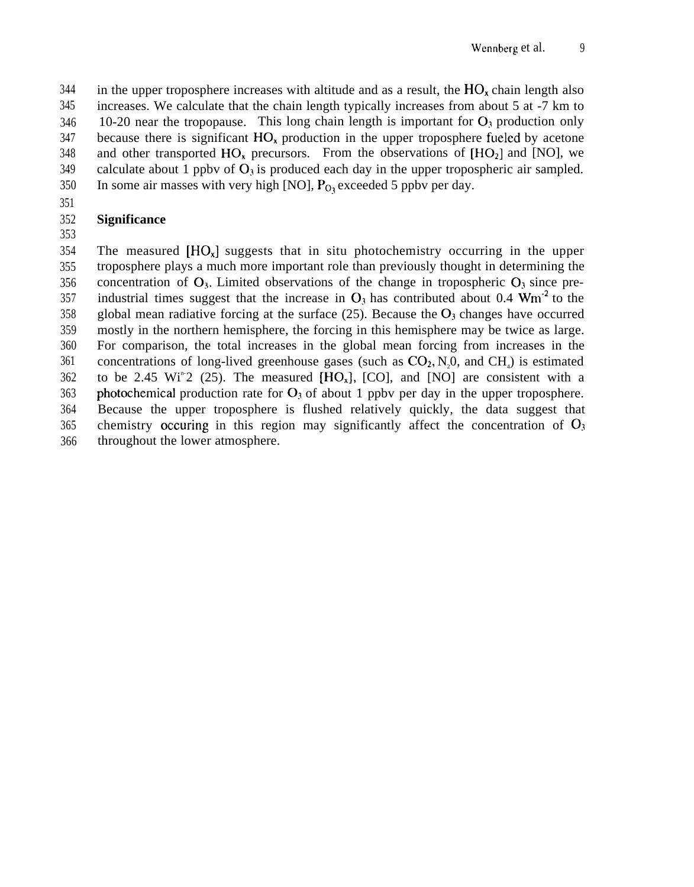in the upper troposphere increases with altitude and as a result, the $HO_x$ chain length also increases. We calculate that the chain length typically increases from about 5 at -7 km to 10-20 near the tropopause. This long chain length is important for $O_3$ production only because there is significant $HO_x$ production in the upper troposphere fueled by acetone and other transported $HO_x$ precursors. From the observations of [$HO_2$] and [NO], we calculate about 1 ppbv of $O_3$ is produced each day in the upper tropospheric air sampled. In some air masses with very high [NO], $P_{O_3}$ exceeded 5 ppbv per day.

## Significance

The measured [$HO_x$] suggests that in situ photochemistry occurring in the upper troposphere plays a much more important role than previously thought in determining the concentration of $O_3$. Limited observations of the change in tropospheric $O_3$ since pre-industrial times suggest that the increase in $O_3$ has contributed about 0.4 $Wm^{-2}$ to the global mean radiative forcing at the surface (25). Because the $O_3$ changes have occurred mostly in the northern hemisphere, the forcing in this hemisphere may be twice as large. For comparison, the total increases in the global mean forcing from increases in the concentrations of long-lived greenhouse gases (such as $CO_2$, $N_20$, and $CH_4$) is estimated to be 2.45 Wi"2 (25). The measured [$HO_x$], [CO], and [NO] are consistent with a photochemical production rate for $O_3$ of about 1 ppbv per day in the upper troposphere. Because the upper troposphere is flushed relatively quickly, the data suggest that chemistry occuring in this region may significantly affect the concentration of $O_3$ throughout the lower atmosphere.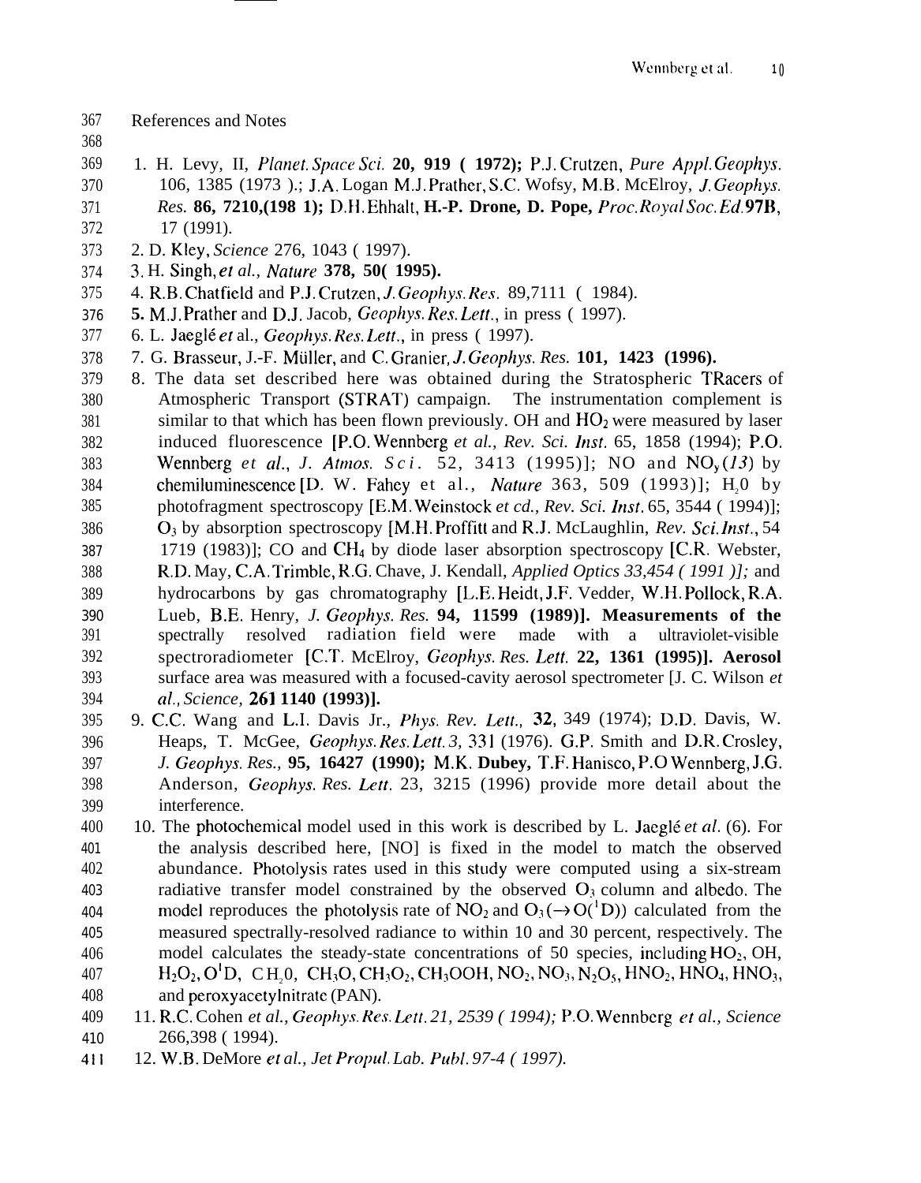References and Notes

1. H. Levy, II, *Planet. Space Sci.* **20, 919 ( 1972);** P.J. Crutzen, *Pure Appl. Geophys.* 106, 1385 (1973 ).; J.A. Logan M.J. Prather, S.C. Wofsy, M.B. McElroy, *J. Geophys. Res.* **86, 7210,(198 1);** D.H. Ehhalt, **H.-P. Drone, D. Pope,** *Proc. Royal Soc. Ed.* **97B,** 17 (1991).
2. D. Kley, *Science* 276, 1043 ( 1997).
3. H. Singh, *et al., Nature* **378, 50( 1995).**
4. R.B. Chatfield and P.J. Crutzen, *J. Geophys. Res.* 89,7111 ( 1984).
5. M.J. Prather and D.J. Jacob, *Geophys. Res. Lett.*, in press ( 1997).
6. L. Jaeglé *et* al., *Geophys. Res. Lett.*, in press ( 1997).
7. G. Brasseur, J.-F. Müller, and C. Granier, *J. Geophys. Res.* **101, 1423 (1996).**
8. The data set described here was obtained during the Stratospheric TRacers of Atmospheric Transport (STRAT) campaign. The instrumentation complement is similar to that which has been flown previously. OH and $HO_2$ were measured by laser induced fluorescence [P.O. Wennberg *et al., Rev. Sci. Inst.* 65, 1858 (1994); P.O. Wennberg *et al., J. Atmos. Sci.* 52, 3413 (1995)]; NO and $NO_y$ (*13*) by chemiluminescence [D. W. Fahey et al., *Nature* 363, 509 (1993)]; $H_20$ by photofragment spectroscopy [E.M. Weinstock *et cd., Rev. Sci. Inst.* 65, 3544 ( 1994)]; $O_3$ by absorption spectroscopy [M.H. Proffitt and R.J. McLaughlin, *Rev. Sci. Inst.*, 54 1719 (1983)]; CO and $CH_4$ by diode laser absorption spectroscopy [C.R. Webster, R.D. May, C.A. Trimble, R.G. Chave, J. Kendall, *Applied Optics 33,454 ( 1991 )];* and hydrocarbons by gas chromatography [L.E. Heidt, J.F. Vedder, W.H. Pollock, R.A. Lueb, B.E. Henry, *J. Geophys. Res.* **94, 11599 (1989)]. Measurements of the** spectrally resolved radiation field were made with a ultraviolet-visible spectroradiometer [C.T. McElroy, *Geophys. Res. Lett.* **22, 1361 (1995)]. Aerosol** surface area was measured with a focused-cavity aerosol spectrometer [J. C. Wilson *et al., Science,* **261 1140 (1993)].**
9. C.C. Wang and L.I. Davis Jr., *Phys. Rev. Lett.,* **32**, 349 (1974); D.D. Davis, W. Heaps, T. McGee, *Geophys. Res. Lett. 3,* 331 (1976). G.P. Smith and D.R. Crosley, *J. Geophys. Res.,* **95, 16427 (1990); M.K. Dubey,** T.F. Hanisco, P.O Wennberg, J.G. Anderson, *Geophys. Res. Lett.* 23, 3215 (1996) provide more detail about the interference.
10. The photochemical model used in this work is described by L. Jaeglé *et al.* (6). For the analysis described here, [NO] is fixed in the model to match the observed abundance. Photolysis rates used in this study were computed using a six-stream radiative transfer model constrained by the observed $O_3$ column and albedo. The model reproduces the photolysis rate of $NO_2$ and $O_3(\rightarrow O(^1D))$ calculated from the measured spectrally-resolved radiance to within 10 and 30 percent, respectively. The model calculates the steady-state concentrations of 50 species, including $HO_2$, OH, $H_2O_2$, $O^1D$, $CH_20$, $CH_3O$, $CH_3O_2$, $CH_3OOH$, $NO_2$, $NO_3$, $N_2O_5$, $HNO_2$, $HNO_4$, $HNO_3$, and peroxyacetylnitrate (PAN).
11. R.C. Cohen *et al., Geophys. Res. Lett. 21, 2539 ( 1994);* P.O. Wennberg *et al., Science* 266,398 ( 1994).
12. W.B. DeMore *et al., Jet Propul. Lab. Publ. 97-4 ( 1997).*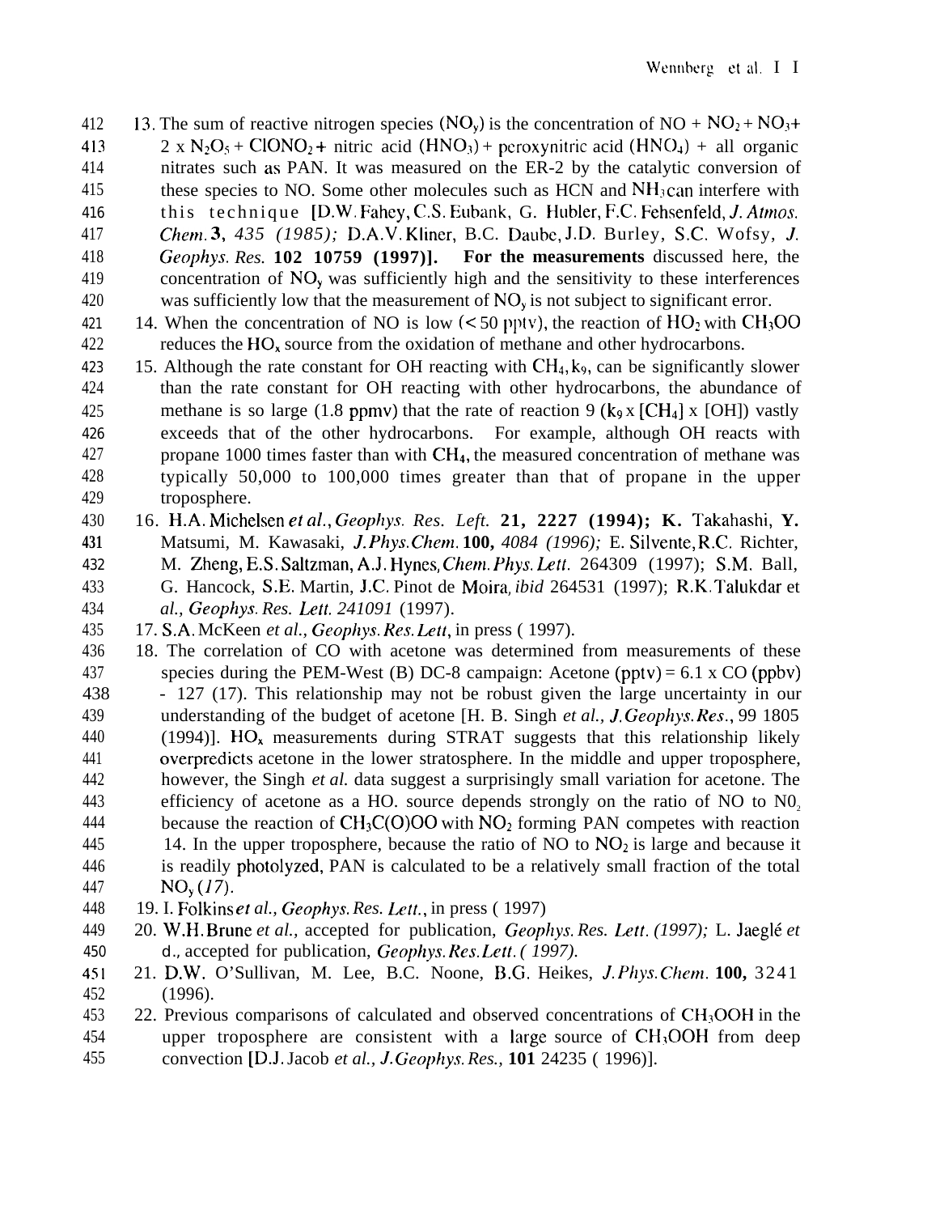13. The sum of reactive nitrogen species ($NO_y$) is the concentration of NO + $NO_2$ + $NO_3$+ 2 x $N_2O_5$ + $ClONO_2$ + nitric acid ($HNO_3$) + peroxynitric acid ($HNO_4$) + all organic nitrates such as PAN. It was measured on the ER-2 by the catalytic conversion of these species to NO. Some other molecules such as HCN and $NH_3$ can interfere with this technique [D.W. Fahey, C.S. Eubank, G. Hubler, F.C. Fehsenfeld, *J. Atmos. Chem.* **3**, *435 (1985);* D.A.V. Kliner, B.C. Daube, J.D. Burley, S.C. Wofsy, *J. Geophys. Res.* **102 10759 (1997)]. For the measurements** discussed here, the concentration of $NO_y$ was sufficiently high and the sensitivity to these interferences was sufficiently low that the measurement of $NO_y$ is not subject to significant error.

14. When the concentration of NO is low (< 50 pptv), the reaction of $HO_2$ with $CH_3OO$ reduces the $HO_x$ source from the oxidation of methane and other hydrocarbons.

15. Although the rate constant for OH reacting with $CH_4$, $k_9$, can be significantly slower than the rate constant for OH reacting with other hydrocarbons, the abundance of methane is so large (1.8 ppmv) that the rate of reaction 9 ($k_9$ x [$CH_4$] x [OH]) vastly exceeds that of the other hydrocarbons. For example, although OH reacts with propane 1000 times faster than with $CH_4$, the measured concentration of methane was typically 50,000 to 100,000 times greater than that of propane in the upper troposphere.

16. H.A. Michelsen *et al.*, *Geophys. Res. Left.* **21, 2227 (1994); K.** Takahashi, **Y.** Matsumi, M. Kawasaki, *J. Phys. Chem.* **100,** *4084 (1996);* E. Silvente, R.C. Richter, M. Zheng, E.S. Saltzman, A.J. Hynes, *Chem. Phys. Lett.* 264309 (1997); S.M. Ball, G. Hancock, S.E. Martin, J.C. Pinot de Moira, *ibid* 264531 (1997); R.K. Talukdar et *al., Geophys. Res. Lett. 241091* (1997).

17. S.A. McKeen *et al., Geophys. Res. Lett*, in press ( 1997).

18. The correlation of CO with acetone was determined from measurements of these species during the PEM-West (B) DC-8 campaign: Acetone (pptv) = 6.1 x CO (ppbv) - 127 (17). This relationship may not be robust given the large uncertainty in our understanding of the budget of acetone [H. B. Singh *et al., J. Geophys. Res.*, 99 1805 (1994)]. $HO_x$ measurements during STRAT suggests that this relationship likely overpredicts acetone in the lower stratosphere. In the middle and upper troposphere, however, the Singh *et al.* data suggest a surprisingly small variation for acetone. The efficiency of acetone as a HO. source depends strongly on the ratio of NO to $NO_2$ because the reaction of $CH_3C(O)OO$ with $NO_2$ forming PAN competes with reaction 14. In the upper troposphere, because the ratio of NO to $NO_2$ is large and because it is readily photolyzed, PAN is calculated to be a relatively small fraction of the total $NO_y$ (*17*).

19. I. Folkins *et al., Geophys. Res. Lett.*, in press ( 1997)

20. W.H. Brune *et al.,* accepted for publication, *Geophys. Res. Lett. (1997);* L. Jaeglé *et* d., accepted for publication, *Geophys. Res. Lett. ( 1997).*

21. D.W. O'Sullivan, M. Lee, B.C. Noone, B.G. Heikes, *J. Phys. Chem.* **100,** 3241 (1996).

22. Previous comparisons of calculated and observed concentrations of $CH_3OOH$ in the upper troposphere are consistent with a large source of $CH_3OOH$ from deep convection [D.J. Jacob *et al., J. Geophys. Res.,* **101** 24235 ( 1996)].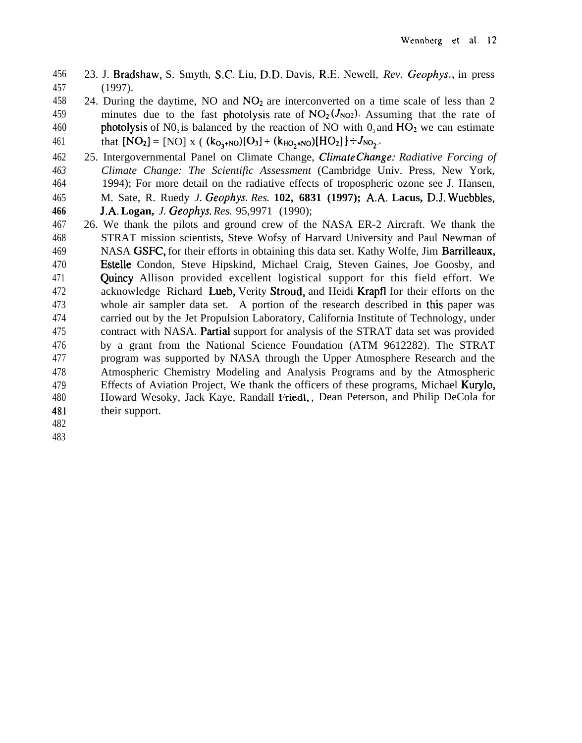23. J. Bradshaw, S. Smyth, S.C. Liu, D.D. Davis, R.E. Newell, *Rev. Geophys.*, in press (1997).

24. During the daytime, NO and $NO_2$ are interconverted on a time scale of less than 2 minutes due to the fast photolysis rate of $NO_2$ ($J_{NO2}$). Assuming that the rate of photolysis of $NO_2$ is balanced by the reaction of NO with $O_3$ and $HO_2$ we can estimate that $[NO_2] = [NO] \times ((k_{O_3+NO})[O_3] + (k_{HO_2+NO})[HO_2]) \div J_{NO_2}$.

25. Intergovernmental Panel on Climate Change, *Climate Change: Radiative Forcing of Climate Change: The Scientific Assessment* (Cambridge Univ. Press, New York, 1994); For more detail on the radiative effects of tropospheric ozone see J. Hansen, M. Sate, R. Ruedy *J. Geophys. Res.* **102, 6831 (1997); A.A. Lacus, D.J. Wuebbles, J.A. Logan,** *J. Geophys. Res.* 95,9971 (1990);

26. We thank the pilots and ground crew of the NASA ER-2 Aircraft. We thank the STRAT mission scientists, Steve Wofsy of Harvard University and Paul Newman of NASA GSFC, for their efforts in obtaining this data set. Kathy Wolfe, Jim Barrilleaux, Estelle Condon, Steve Hipskind, Michael Craig, Steven Gaines, Joe Goosby, and Quincy Allison provided excellent logistical support for this field effort. We acknowledge Richard Lueb, Verity Stroud, and Heidi Krapfl for their efforts on the whole air sampler data set. A portion of the research described in this paper was carried out by the Jet Propulsion Laboratory, California Institute of Technology, under contract with NASA. Partial support for analysis of the STRAT data set was provided by a grant from the National Science Foundation (ATM 9612282). The STRAT program was supported by NASA through the Upper Atmosphere Research and the Atmospheric Chemistry Modeling and Analysis Programs and by the Atmospheric Effects of Aviation Project, We thank the officers of these programs, Michael Kurylo, Howard Wesoky, Jack Kaye, Randall Friedl, , Dean Peterson, and Philip DeCola for their support.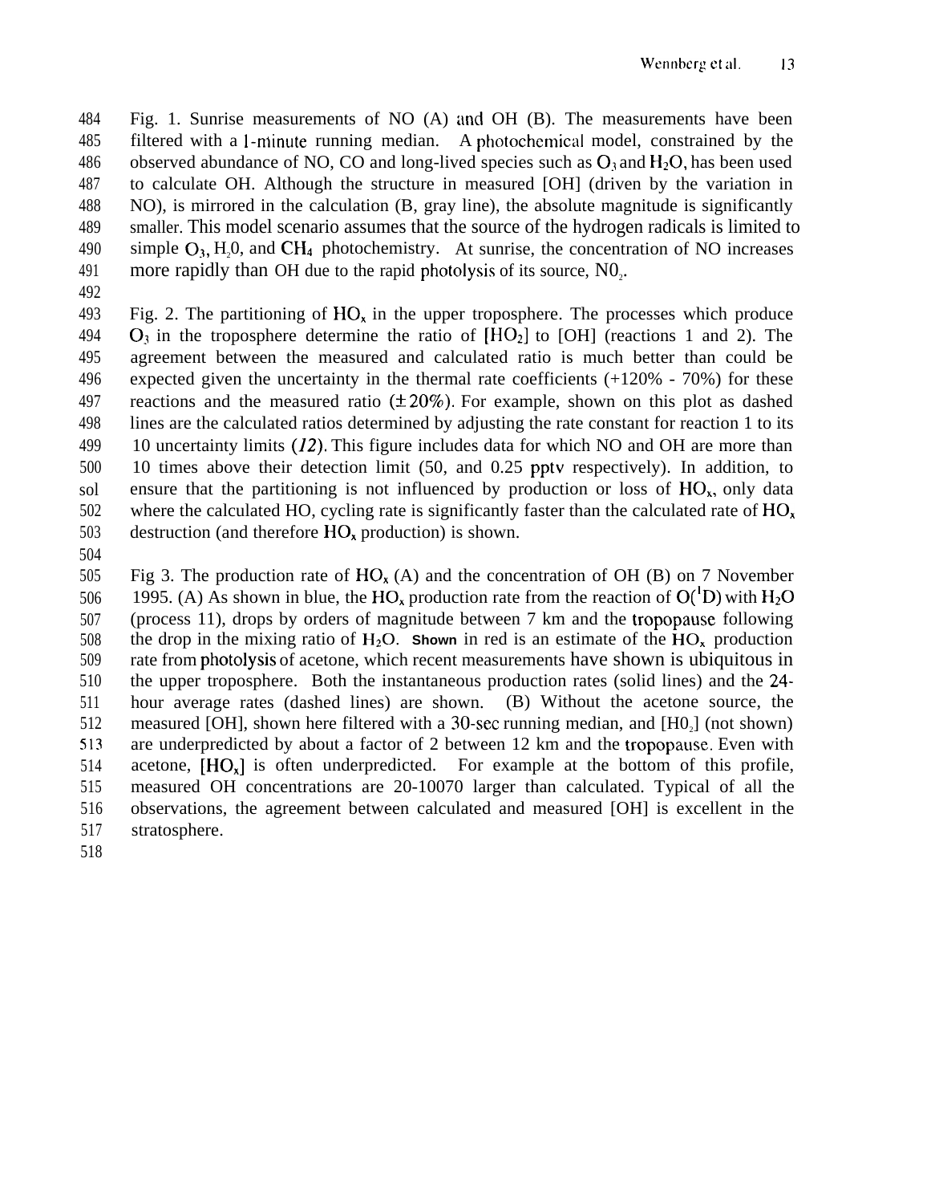Fig. 1. Sunrise measurements of NO (A) and OH (B). The measurements have been filtered with a 1-minute running median. A photochemical model, constrained by the observed abundance of NO, CO and long-lived species such as $O_3$ and $H_2O$, has been used to calculate OH. Although the structure in measured [OH] (driven by the variation in NO), is mirrored in the calculation (B, gray line), the absolute magnitude is significantly smaller. This model scenario assumes that the source of the hydrogen radicals is limited to simple $O_3$, $H_20$, and $CH_4$ photochemistry. At sunrise, the concentration of NO increases more rapidly than OH due to the rapid photolysis of its source, $N0_2$.

Fig. 2. The partitioning of $HO_x$ in the upper troposphere. The processes which produce $O_3$ in the troposphere determine the ratio of [$HO_2$] to [OH] (reactions 1 and 2). The agreement between the measured and calculated ratio is much better than could be expected given the uncertainty in the thermal rate coefficients (+120% - 70%) for these reactions and the measured ratio ($\pm 20\%$). For example, shown on this plot as dashed lines are the calculated ratios determined by adjusting the rate constant for reaction 1 to its 10 uncertainty limits (*12*). This figure includes data for which NO and OH are more than 10 times above their detection limit (50, and 0.25 pptv respectively). In addition, to ensure that the partitioning is not influenced by production or loss of $HO_x$, only data where the calculated HO, cycling rate is significantly faster than the calculated rate of $HO_x$ destruction (and therefore $HO_x$ production) is shown.

Fig 3. The production rate of $HO_x$ (A) and the concentration of OH (B) on 7 November 1995. (A) As shown in blue, the $HO_x$ production rate from the reaction of $O(^1D)$ with $H_2O$ (process 11), drops by orders of magnitude between 7 km and the tropopause following the drop in the mixing ratio of $H_2O$. Shown in red is an estimate of the $HO_x$ production rate from photolysis of acetone, which recent measurements have shown is ubiquitous in the upper troposphere. Both the instantaneous production rates (solid lines) and the 24-hour average rates (dashed lines) are shown. (B) Without the acetone source, the measured [OH], shown here filtered with a 30-sec running median, and [$H0_2$] (not shown) are underpredicted by about a factor of 2 between 12 km and the tropopause. Even with acetone, [$HO_x$] is often underpredicted. For example at the bottom of this profile, measured OH concentrations are 20-10070 larger than calculated. Typical of all the observations, the agreement between calculated and measured [OH] is excellent in the stratosphere.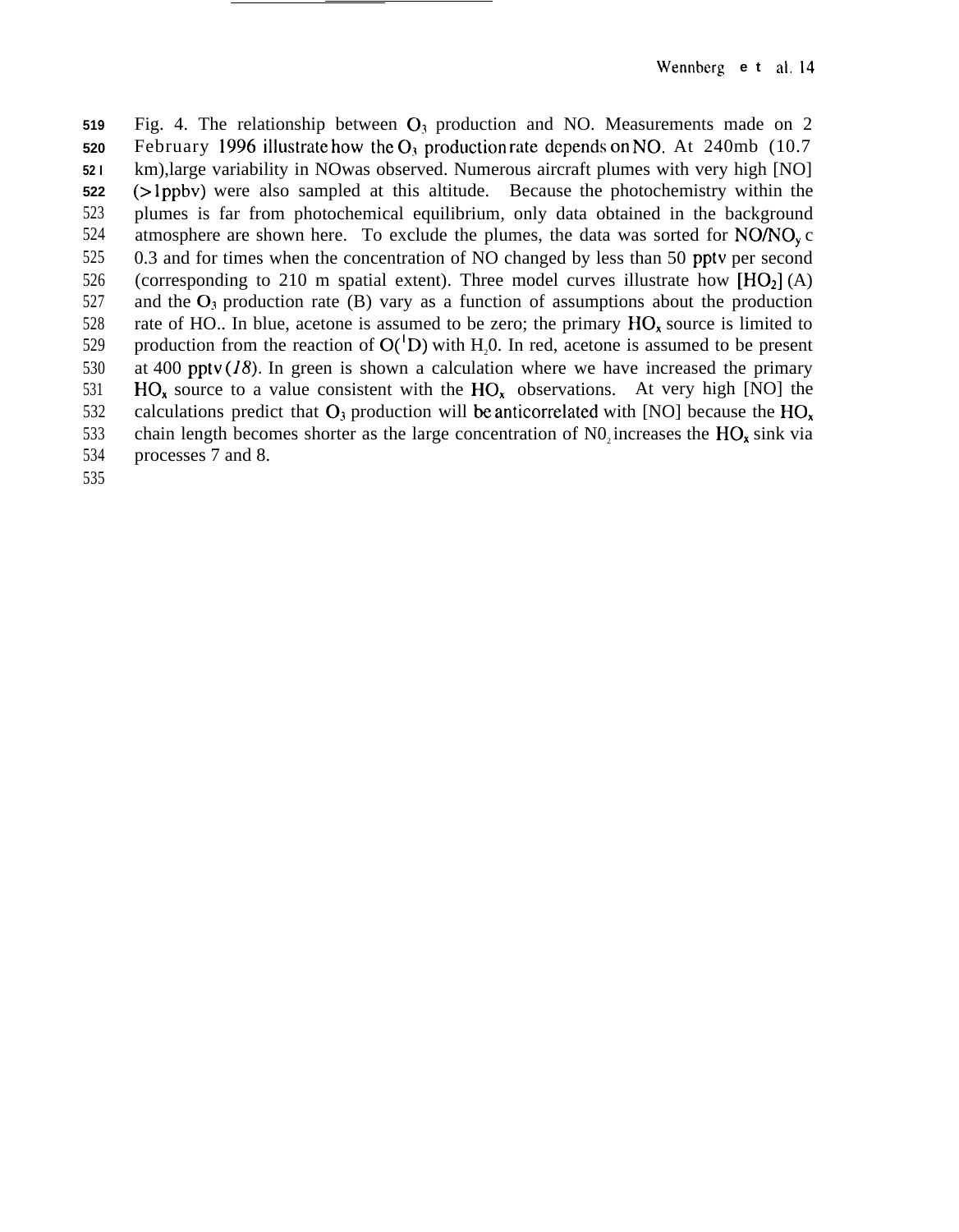Fig. 4. The relationship between $O_3$ production and NO. Measurements made on 2 February 1996 illustrate how the $O_3$ production rate depends on NO. At 240mb (10.7 km),large variability in NOwas observed. Numerous aircraft plumes with very high [NO] (>1ppbv) were also sampled at this altitude. Because the photochemistry within the plumes is far from photochemical equilibrium, only data obtained in the background atmosphere are shown here. To exclude the plumes, the data was sorted for $NO/NO_y$ c 0.3 and for times when the concentration of NO changed by less than 50 pptv per second (corresponding to 210 m spatial extent). Three model curves illustrate how [$HO_2$] (A) and the $O_3$ production rate (B) vary as a function of assumptions about the production rate of HO.. In blue, acetone is assumed to be zero; the primary $HO_x$ source is limited to production from the reaction of $O(^1D)$ with $H_20$. In red, acetone is assumed to be present at 400 pptv (*18*). In green is shown a calculation where we have increased the primary $HO_x$ source to a value consistent with the $HO_x$ observations. At very high [NO] the calculations predict that $O_3$ production will be anticorrelated with [NO] because the $HO_x$ chain length becomes shorter as the large concentration of $N0_2$ increases the $HO_x$ sink via processes 7 and 8.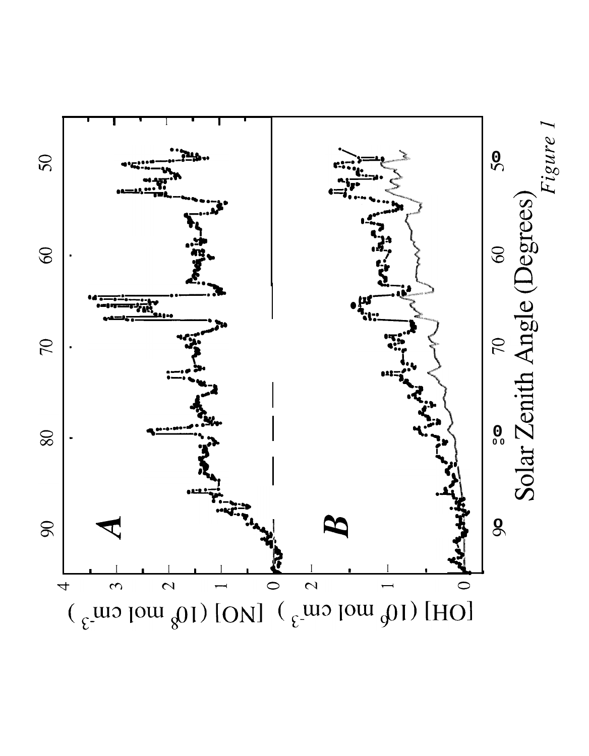*Figure 1*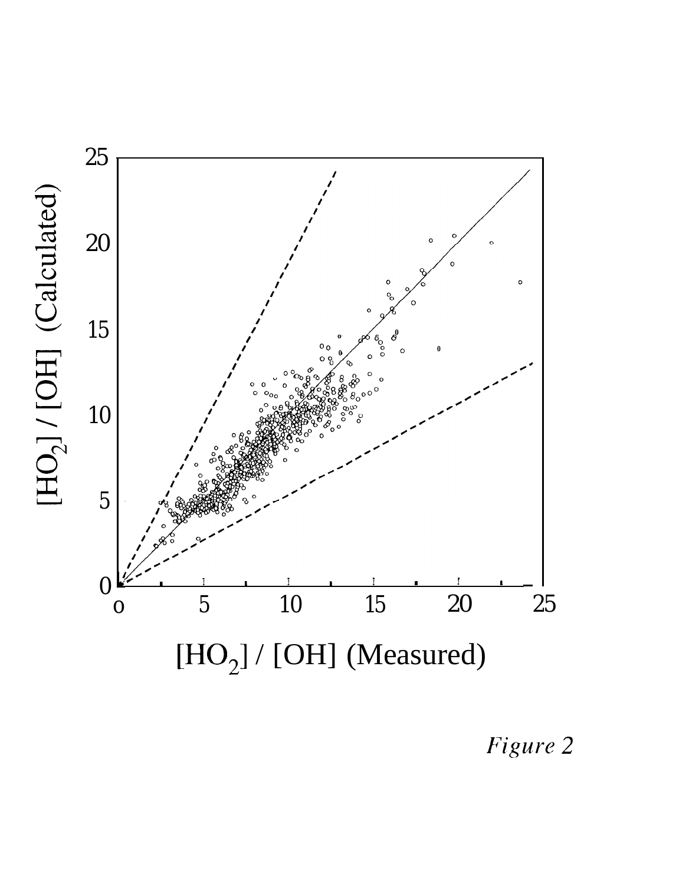Figure 2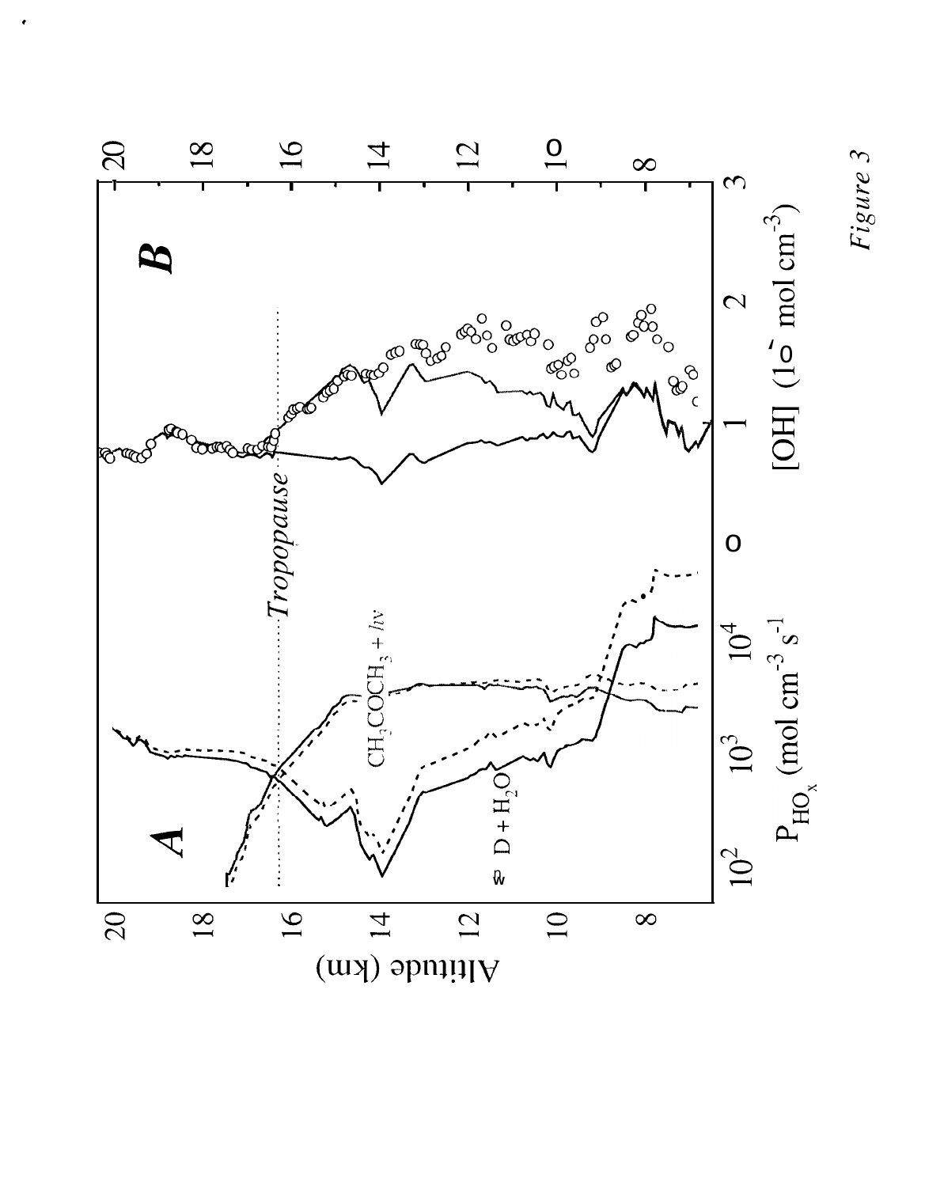Figure 3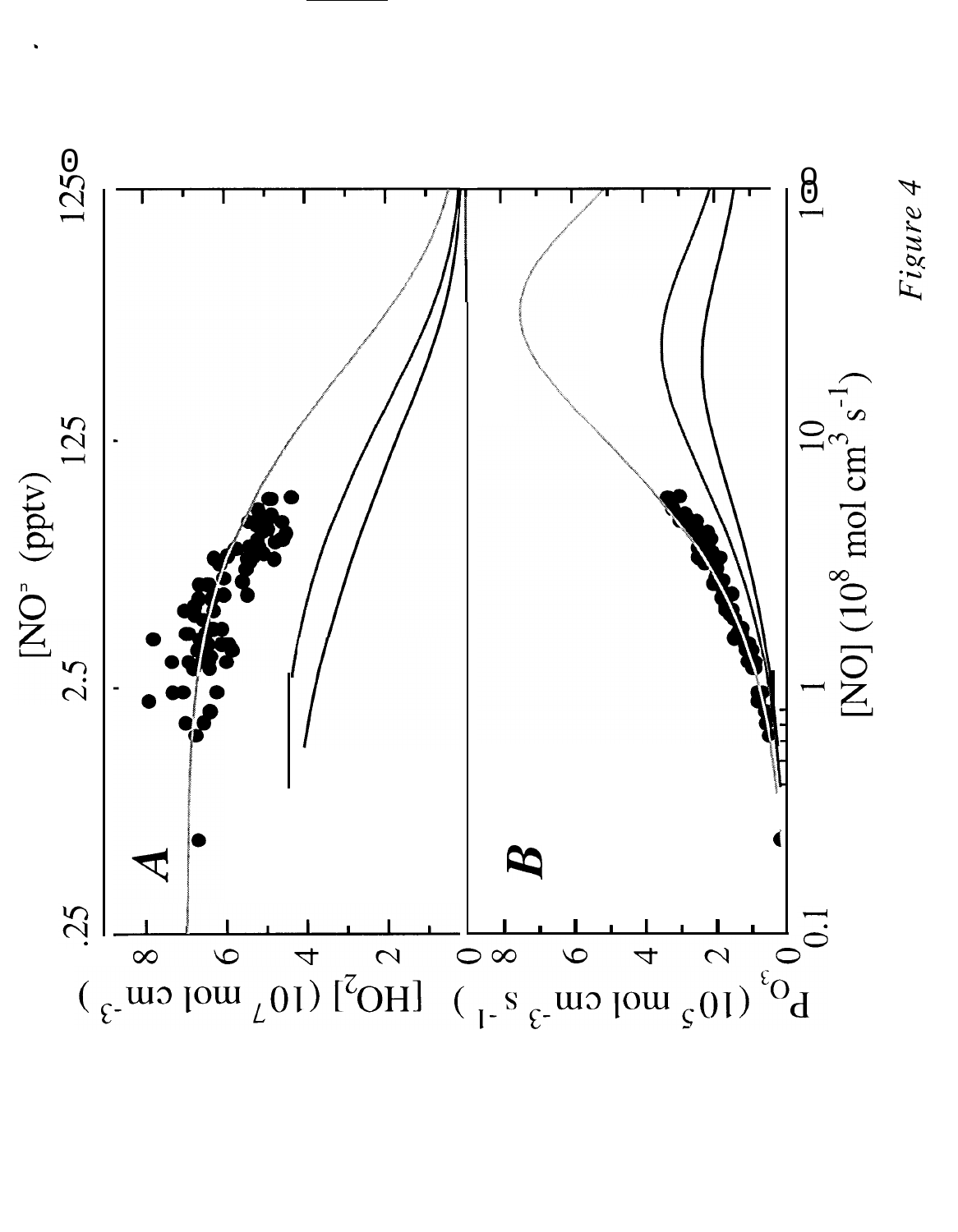[NO$_x$] (pptv)

.25

2.5

125

1250

A

B

$[HO_2]$ $(10^7$ mol cm$^{-3}$ )

0

2

4

6

8

$P_{O_3}$ $(10^5$ mol cm$^{-3}$ s$^{-1}$ )

0

2

4

6

8

0.1

1

10

100

[NO] $(10^8$ mol cm$^3$ s$^{-1}$)

*Figure 4*